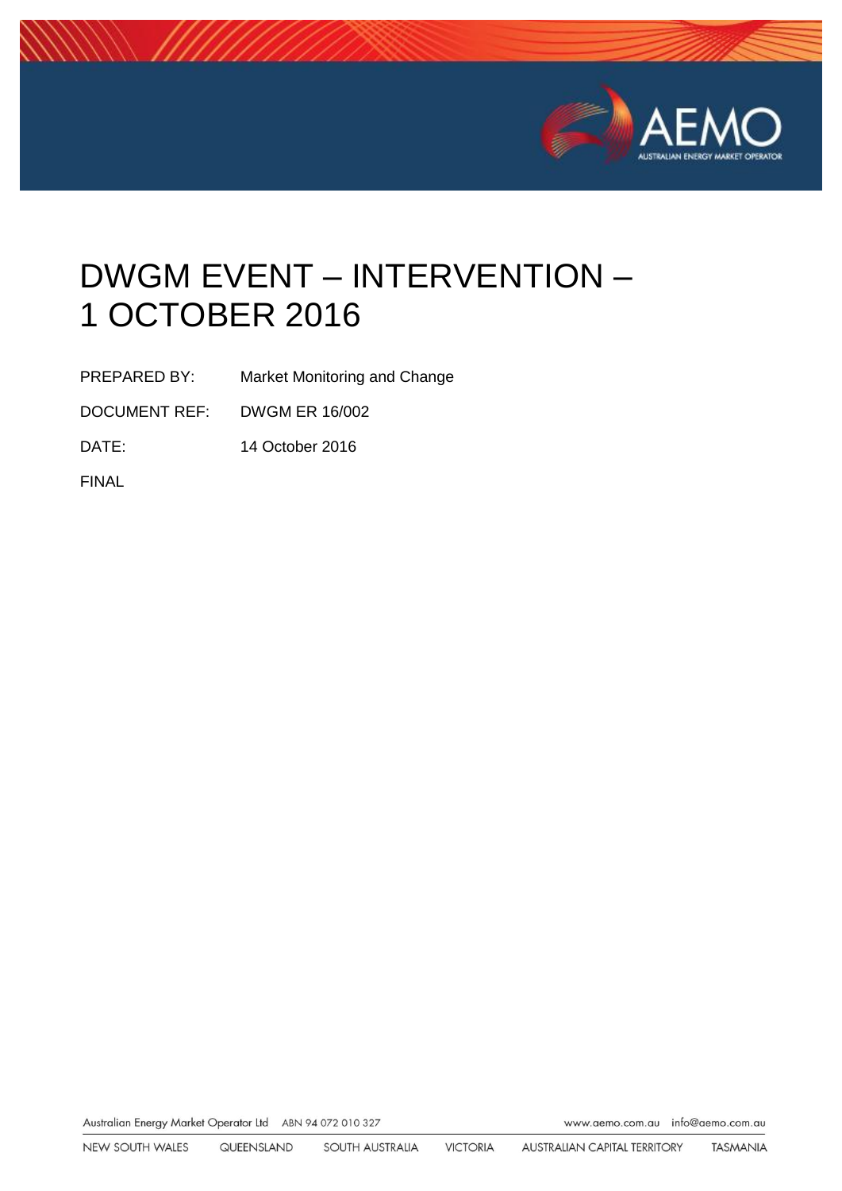# DWGM EVENT – INTERVENTION – 1 OCTOBER 2016

PREPARED BY: Market Monitoring and Change

DOCUMENT REF: DWGM ER 16/002

DATE: 14 October 2016

FINAL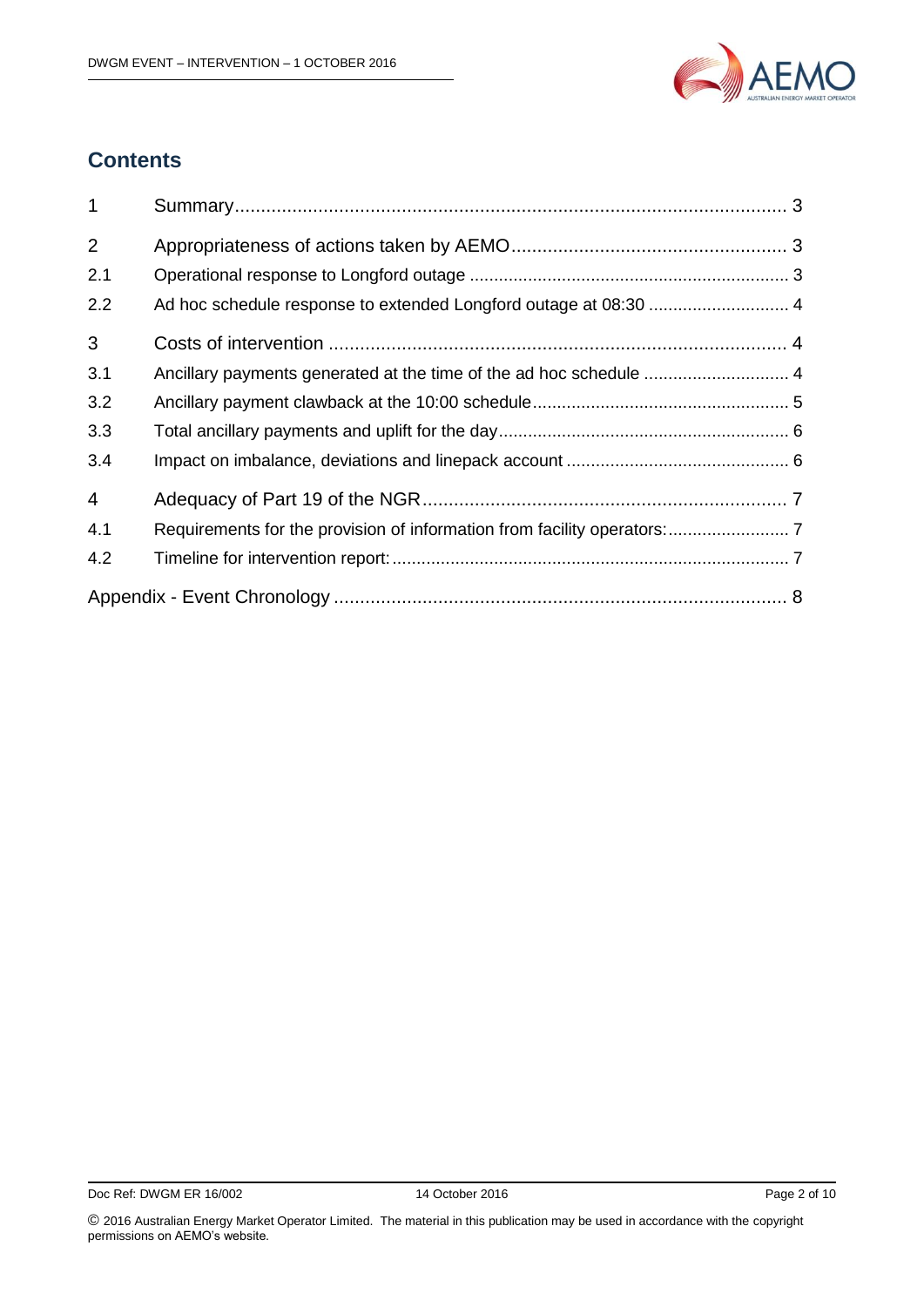## Contents

| | | |
|---|---|---|
| 1 | Summary | 3 |
| 2 | Appropriateness of actions taken by AEMO | 3 |
| 2.1 | Operational response to Longford outage | 3 |
| 2.2 | Ad hoc schedule response to extended Longford outage at 08:30 | 4 |
| 3 | Costs of intervention | 4 |
| 3.1 | Ancillary payments generated at the time of the ad hoc schedule | 4 |
| 3.2 | Ancillary payment clawback at the 10:00 schedule | 5 |
| 3.3 | Total ancillary payments and uplift for the day | 6 |
| 3.4 | Impact on imbalance, deviations and linepack account | 6 |
| 4 | Adequacy of Part 19 of the NGR | 7 |
| 4.1 | Requirements for the provision of information from facility operators: | 7 |
| 4.2 | Timeline for intervention report: | 7 |
| Appendix - Event Chronology | | 8 |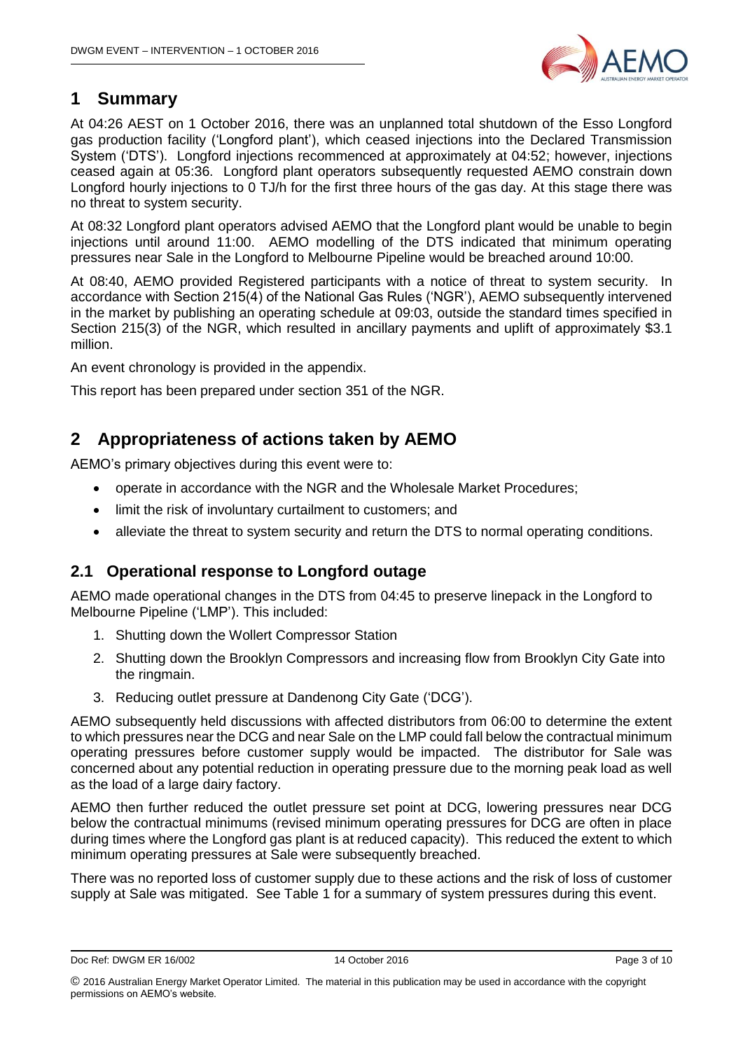# 1 Summary

At 04:26 AEST on 1 October 2016, there was an unplanned total shutdown of the Esso Longford gas production facility ('Longford plant'), which ceased injections into the Declared Transmission System ('DTS'). Longford injections recommenced at approximately at 04:52; however, injections ceased again at 05:36. Longford plant operators subsequently requested AEMO constrain down Longford hourly injections to 0 TJ/h for the first three hours of the gas day. At this stage there was no threat to system security.

At 08:32 Longford plant operators advised AEMO that the Longford plant would be unable to begin injections until around 11:00. AEMO modelling of the DTS indicated that minimum operating pressures near Sale in the Longford to Melbourne Pipeline would be breached around 10:00.

At 08:40, AEMO provided Registered participants with a notice of threat to system security. In accordance with Section 215(4) of the National Gas Rules ('NGR'), AEMO subsequently intervened in the market by publishing an operating schedule at 09:03, outside the standard times specified in Section 215(3) of the NGR, which resulted in ancillary payments and uplift of approximately $3.1 million.

An event chronology is provided in the appendix.

This report has been prepared under section 351 of the NGR.

# 2 Appropriateness of actions taken by AEMO

AEMO's primary objectives during this event were to:

- operate in accordance with the NGR and the Wholesale Market Procedures;
- limit the risk of involuntary curtailment to customers; and
- alleviate the threat to system security and return the DTS to normal operating conditions.

## 2.1 Operational response to Longford outage

AEMO made operational changes in the DTS from 04:45 to preserve linepack in the Longford to Melbourne Pipeline ('LMP'). This included:

1. Shutting down the Wollert Compressor Station
2. Shutting down the Brooklyn Compressors and increasing flow from Brooklyn City Gate into the ringmain.
3. Reducing outlet pressure at Dandenong City Gate ('DCG').

AEMO subsequently held discussions with affected distributors from 06:00 to determine the extent to which pressures near the DCG and near Sale on the LMP could fall below the contractual minimum operating pressures before customer supply would be impacted. The distributor for Sale was concerned about any potential reduction in operating pressure due to the morning peak load as well as the load of a large dairy factory.

AEMO then further reduced the outlet pressure set point at DCG, lowering pressures near DCG below the contractual minimums (revised minimum operating pressures for DCG are often in place during times where the Longford gas plant is at reduced capacity). This reduced the extent to which minimum operating pressures at Sale were subsequently breached.

There was no reported loss of customer supply due to these actions and the risk of loss of customer supply at Sale was mitigated. See Table 1 for a summary of system pressures during this event.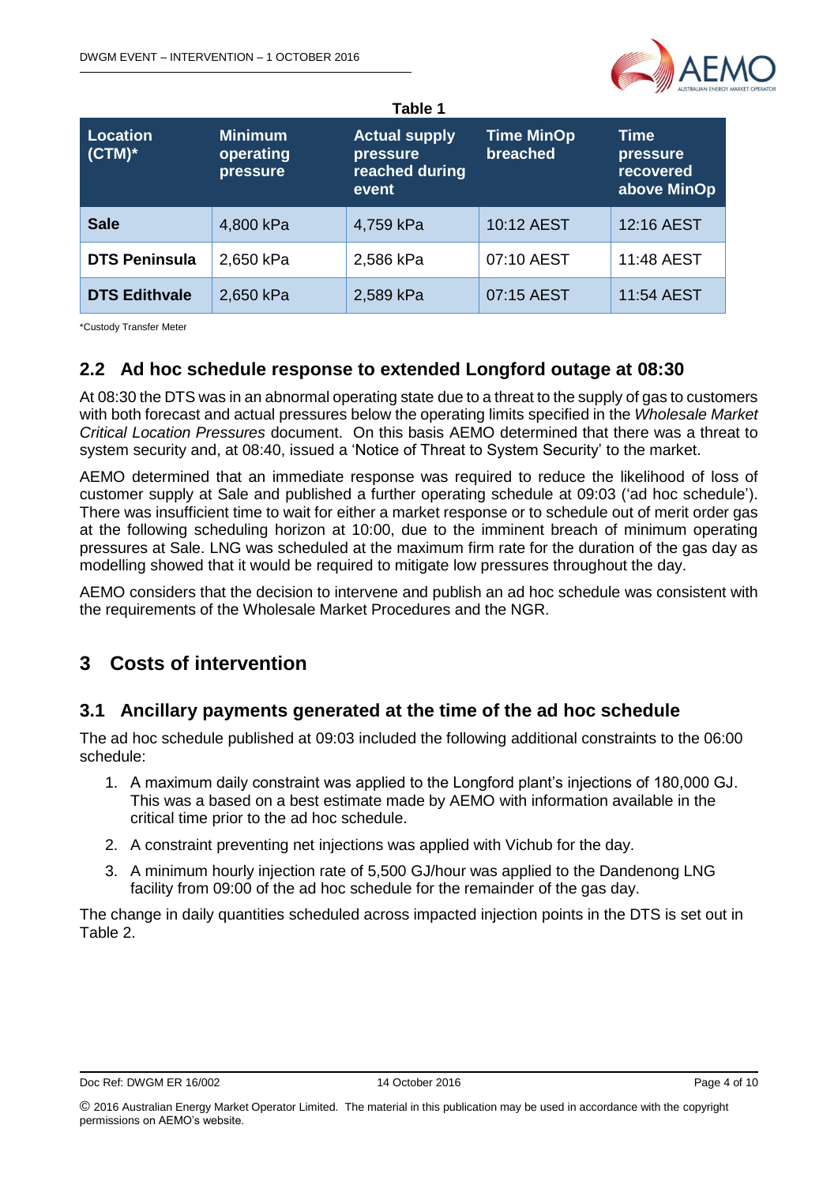**Table 1**

| Location (CTM)* | Minimum operating pressure | Actual supply pressure reached during event | Time MinOp breached | Time pressure recovered above MinOp |
|---|---|---|---|---|
| **Sale** | 4,800 kPa | 4,759 kPa | 10:12 AEST | 12:16 AEST |
| **DTS Peninsula** | 2,650 kPa | 2,586 kPa | 07:10 AEST | 11:48 AEST |
| **DTS Edithvale** | 2,650 kPa | 2,589 kPa | 07:15 AEST | 11:54 AEST |

*Custody Transfer Meter

## 2.2 Ad hoc schedule response to extended Longford outage at 08:30

At 08:30 the DTS was in an abnormal operating state due to a threat to the supply of gas to customers with both forecast and actual pressures below the operating limits specified in the *Wholesale Market Critical Location Pressures* document. On this basis AEMO determined that there was a threat to system security and, at 08:40, issued a 'Notice of Threat to System Security' to the market.

AEMO determined that an immediate response was required to reduce the likelihood of loss of customer supply at Sale and published a further operating schedule at 09:03 ('ad hoc schedule'). There was insufficient time to wait for either a market response or to schedule out of merit order gas at the following scheduling horizon at 10:00, due to the imminent breach of minimum operating pressures at Sale. LNG was scheduled at the maximum firm rate for the duration of the gas day as modelling showed that it would be required to mitigate low pressures throughout the day.

AEMO considers that the decision to intervene and publish an ad hoc schedule was consistent with the requirements of the Wholesale Market Procedures and the NGR.

# 3 Costs of intervention

## 3.1 Ancillary payments generated at the time of the ad hoc schedule

The ad hoc schedule published at 09:03 included the following additional constraints to the 06:00 schedule:

1. A maximum daily constraint was applied to the Longford plant's injections of 180,000 GJ. This was a based on a best estimate made by AEMO with information available in the critical time prior to the ad hoc schedule.
2. A constraint preventing net injections was applied with Vichub for the day.
3. A minimum hourly injection rate of 5,500 GJ/hour was applied to the Dandenong LNG facility from 09:00 of the ad hoc schedule for the remainder of the gas day.

The change in daily quantities scheduled across impacted injection points in the DTS is set out in Table 2.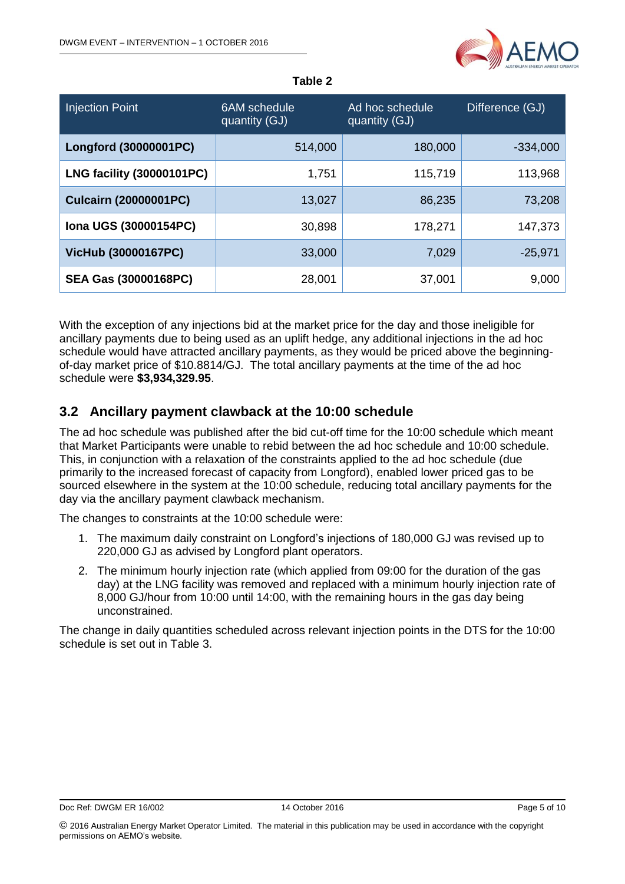**Table 2**

| Injection Point | 6AM schedule quantity (GJ) | Ad hoc schedule quantity (GJ) | Difference (GJ) |
|---|---|---|---|
| **Longford (30000001PC)** | 514,000 | 180,000 | -334,000 |
| **LNG facility (30000101PC)** | 1,751 | 115,719 | 113,968 |
| **Culcairn (20000001PC)** | 13,027 | 86,235 | 73,208 |
| **Iona UGS (30000154PC)** | 30,898 | 178,271 | 147,373 |
| **VicHub (30000167PC)** | 33,000 | 7,029 | -25,971 |
| **SEA Gas (30000168PC)** | 28,001 | 37,001 | 9,000 |

With the exception of any injections bid at the market price for the day and those ineligible for ancillary payments due to being used as an uplift hedge, any additional injections in the ad hoc schedule would have attracted ancillary payments, as they would be priced above the beginning-of-day market price of $10.8814/GJ. The total ancillary payments at the time of the ad hoc schedule were **$3,934,329.95**.

## 3.2 Ancillary payment clawback at the 10:00 schedule

The ad hoc schedule was published after the bid cut-off time for the 10:00 schedule which meant that Market Participants were unable to rebid between the ad hoc schedule and 10:00 schedule. This, in conjunction with a relaxation of the constraints applied to the ad hoc schedule (due primarily to the increased forecast of capacity from Longford), enabled lower priced gas to be sourced elsewhere in the system at the 10:00 schedule, reducing total ancillary payments for the day via the ancillary payment clawback mechanism.

The changes to constraints at the 10:00 schedule were:

1. The maximum daily constraint on Longford's injections of 180,000 GJ was revised up to 220,000 GJ as advised by Longford plant operators.
2. The minimum hourly injection rate (which applied from 09:00 for the duration of the gas day) at the LNG facility was removed and replaced with a minimum hourly injection rate of 8,000 GJ/hour from 10:00 until 14:00, with the remaining hours in the gas day being unconstrained.

The change in daily quantities scheduled across relevant injection points in the DTS for the 10:00 schedule is set out in Table 3.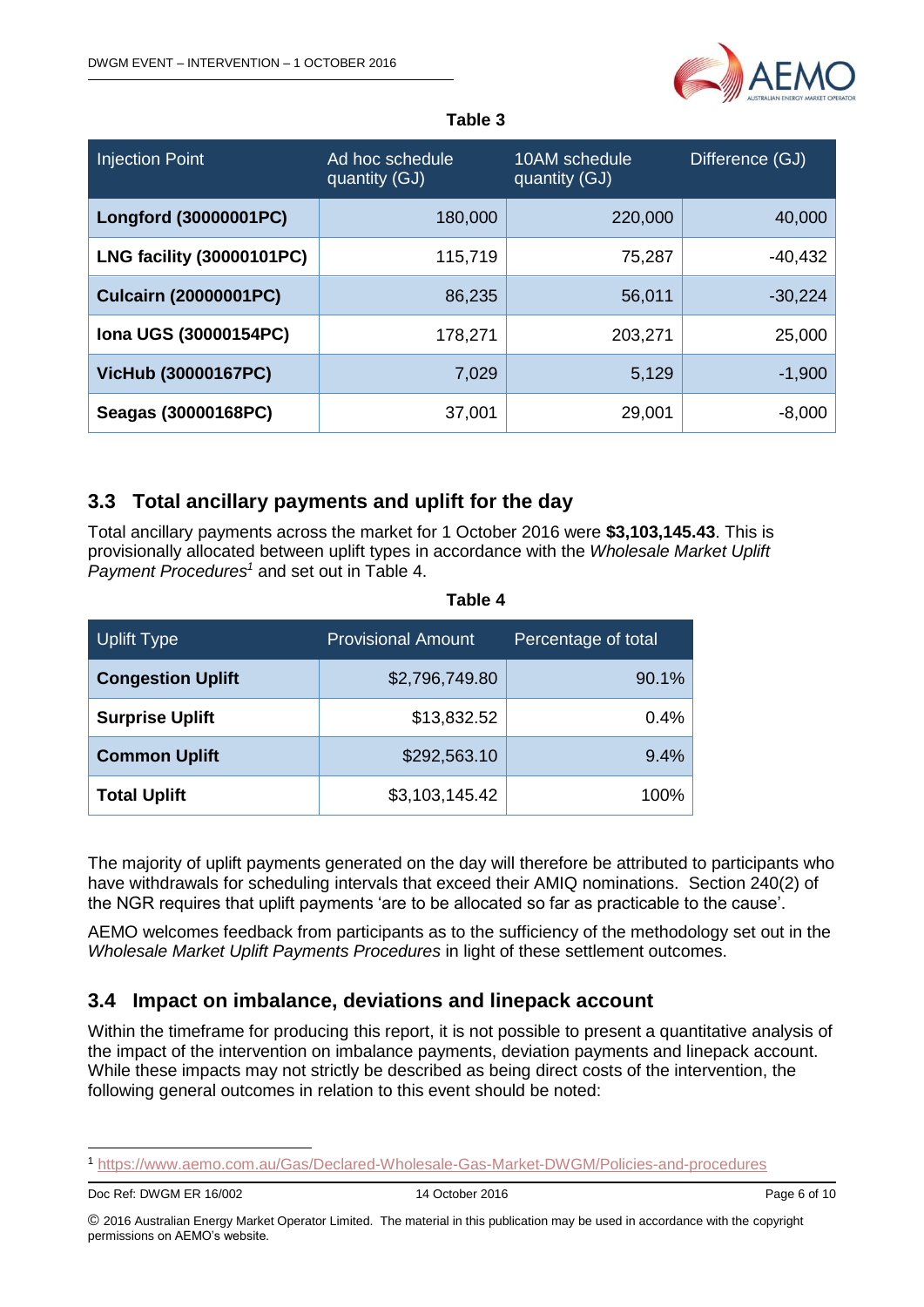**Table 3**

| Injection Point | Ad hoc schedule quantity (GJ) | 10AM schedule quantity (GJ) | Difference (GJ) |
|---|---|---|---|
| **Longford (30000001PC)** | 180,000 | 220,000 | 40,000 |
| **LNG facility (30000101PC)** | 115,719 | 75,287 | -40,432 |
| **Culcairn (20000001PC)** | 86,235 | 56,011 | -30,224 |
| **Iona UGS (30000154PC)** | 178,271 | 203,271 | 25,000 |
| **VicHub (30000167PC)** | 7,029 | 5,129 | -1,900 |
| **Seagas (30000168PC)** | 37,001 | 29,001 | -8,000 |

## 3.3 Total ancillary payments and uplift for the day

Total ancillary payments across the market for 1 October 2016 were **$3,103,145.43**. This is provisionally allocated between uplift types in accordance with the *Wholesale Market Uplift Payment Procedures*[1] and set out in Table 4.

**Table 4**

| Uplift Type | Provisional Amount | Percentage of total |
|---|---|---|
| **Congestion Uplift** | $2,796,749.80 | 90.1% |
| **Surprise Uplift** | $13,832.52 | 0.4% |
| **Common Uplift** | $292,563.10 | 9.4% |
| **Total Uplift** | $3,103,145.42 | 100% |

The majority of uplift payments generated on the day will therefore be attributed to participants who have withdrawals for scheduling intervals that exceed their AMIQ nominations. Section 240(2) of the NGR requires that uplift payments 'are to be allocated so far as practicable to the cause'.

AEMO welcomes feedback from participants as to the sufficiency of the methodology set out in the *Wholesale Market Uplift Payments Procedures* in light of these settlement outcomes.

## 3.4 Impact on imbalance, deviations and linepack account

Within the timeframe for producing this report, it is not possible to present a quantitative analysis of the impact of the intervention on imbalance payments, deviation payments and linepack account. While these impacts may not strictly be described as being direct costs of the intervention, the following general outcomes in relation to this event should be noted:

[1] https://www.aemo.com.au/Gas/Declared-Wholesale-Gas-Market-DWGM/Policies-and-procedures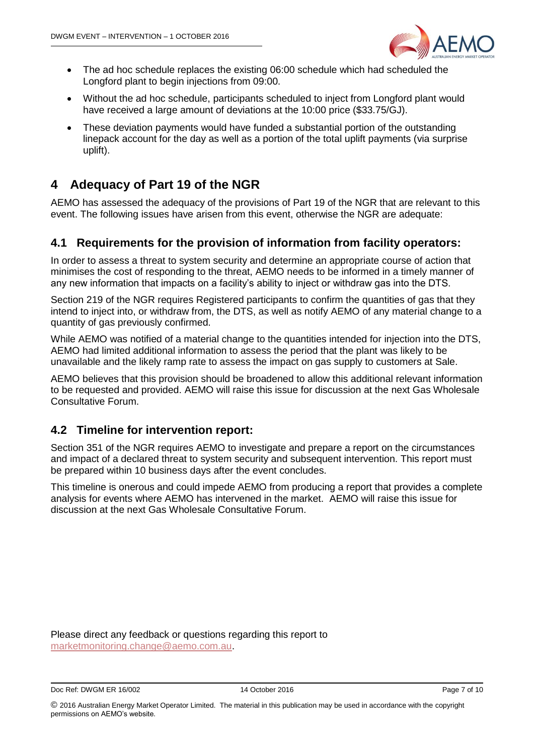- The ad hoc schedule replaces the existing 06:00 schedule which had scheduled the Longford plant to begin injections from 09:00.
- Without the ad hoc schedule, participants scheduled to inject from Longford plant would have received a large amount of deviations at the 10:00 price ($33.75/GJ).
- These deviation payments would have funded a substantial portion of the outstanding linepack account for the day as well as a portion of the total uplift payments (via surprise uplift).

# 4 Adequacy of Part 19 of the NGR

AEMO has assessed the adequacy of the provisions of Part 19 of the NGR that are relevant to this event. The following issues have arisen from this event, otherwise the NGR are adequate:

## 4.1 Requirements for the provision of information from facility operators:

In order to assess a threat to system security and determine an appropriate course of action that minimises the cost of responding to the threat, AEMO needs to be informed in a timely manner of any new information that impacts on a facility's ability to inject or withdraw gas into the DTS.

Section 219 of the NGR requires Registered participants to confirm the quantities of gas that they intend to inject into, or withdraw from, the DTS, as well as notify AEMO of any material change to a quantity of gas previously confirmed.

While AEMO was notified of a material change to the quantities intended for injection into the DTS, AEMO had limited additional information to assess the period that the plant was likely to be unavailable and the likely ramp rate to assess the impact on gas supply to customers at Sale.

AEMO believes that this provision should be broadened to allow this additional relevant information to be requested and provided. AEMO will raise this issue for discussion at the next Gas Wholesale Consultative Forum.

## 4.2 Timeline for intervention report:

Section 351 of the NGR requires AEMO to investigate and prepare a report on the circumstances and impact of a declared threat to system security and subsequent intervention. This report must be prepared within 10 business days after the event concludes.

This timeline is onerous and could impede AEMO from producing a report that provides a complete analysis for events where AEMO has intervened in the market. AEMO will raise this issue for discussion at the next Gas Wholesale Consultative Forum.

Please direct any feedback or questions regarding this report to marketmonitoring.change@aemo.com.au.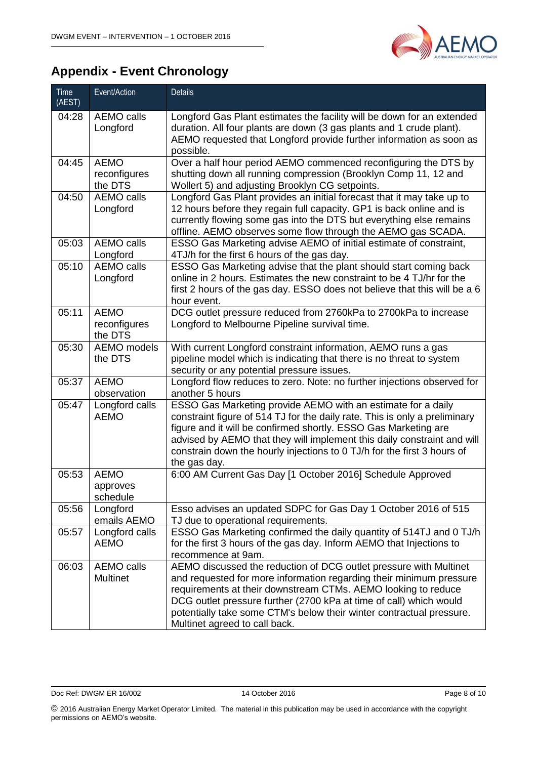## Appendix - Event Chronology

| Time (AEST) | Event/Action | Details |
|---|---|---|
| 04:28 | AEMO calls Longford | Longford Gas Plant estimates the facility will be down for an extended duration. All four plants are down (3 gas plants and 1 crude plant). AEMO requested that Longford provide further information as soon as possible. |
| 04:45 | AEMO reconfigures the DTS | Over a half hour period AEMO commenced reconfiguring the DTS by shutting down all running compression (Brooklyn Comp 11, 12 and Wollert 5) and adjusting Brooklyn CG setpoints. |
| 04:50 | AEMO calls Longford | Longford Gas Plant provides an initial forecast that it may take up to 12 hours before they regain full capacity. GP1 is back online and is currently flowing some gas into the DTS but everything else remains offline. AEMO observes some flow through the AEMO gas SCADA. |
| 05:03 | AEMO calls Longford | ESSO Gas Marketing advise AEMO of initial estimate of constraint, 4TJ/h for the first 6 hours of the gas day. |
| 05:10 | AEMO calls Longford | ESSO Gas Marketing advise that the plant should start coming back online in 2 hours. Estimates the new constraint to be 4 TJ/hr for the first 2 hours of the gas day. ESSO does not believe that this will be a 6 hour event. |
| 05:11 | AEMO reconfigures the DTS | DCG outlet pressure reduced from 2760kPa to 2700kPa to increase Longford to Melbourne Pipeline survival time. |
| 05:30 | AEMO models the DTS | With current Longford constraint information, AEMO runs a gas pipeline model which is indicating that there is no threat to system security or any potential pressure issues. |
| 05:37 | AEMO observation | Longford flow reduces to zero. Note: no further injections observed for another 5 hours |
| 05:47 | Longford calls AEMO | ESSO Gas Marketing provide AEMO with an estimate for a daily constraint figure of 514 TJ for the daily rate. This is only a preliminary figure and it will be confirmed shortly. ESSO Gas Marketing are advised by AEMO that they will implement this daily constraint and will constrain down the hourly injections to 0 TJ/h for the first 3 hours of the gas day. |
| 05:53 | AEMO approves schedule | 6:00 AM Current Gas Day [1 October 2016] Schedule Approved |
| 05:56 | Longford emails AEMO | Esso advises an updated SDPC for Gas Day 1 October 2016 of 515 TJ due to operational requirements. |
| 05:57 | Longford calls AEMO | ESSO Gas Marketing confirmed the daily quantity of 514TJ and 0 TJ/h for the first 3 hours of the gas day. Inform AEMO that Injections to recommence at 9am. |
| 06:03 | AEMO calls Multinet | AEMO discussed the reduction of DCG outlet pressure with Multinet and requested for more information regarding their minimum pressure requirements at their downstream CTMs. AEMO looking to reduce DCG outlet pressure further (2700 kPa at time of call) which would potentially take some CTM's below their winter contractual pressure. Multinet agreed to call back. |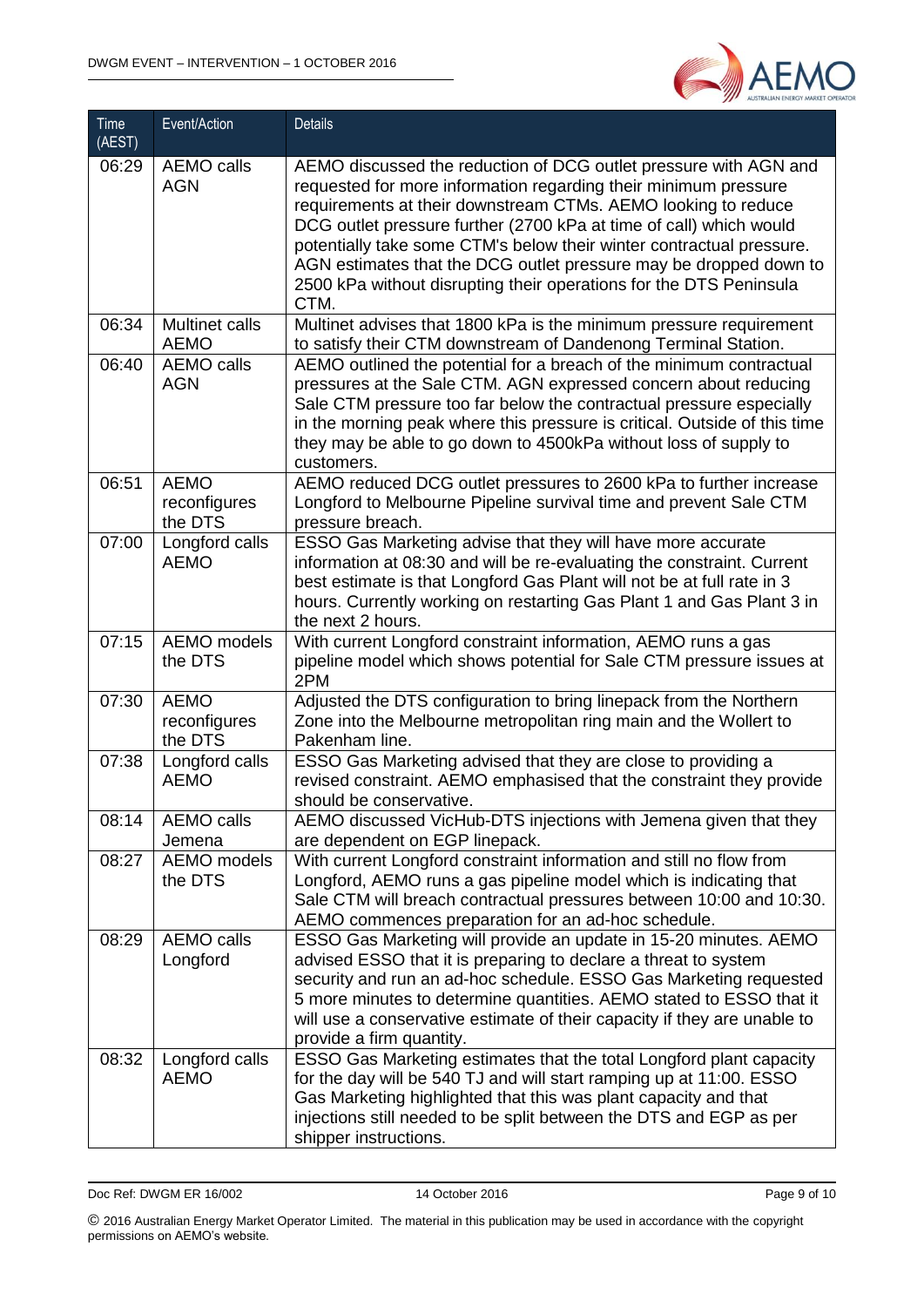| Time (AEST) | Event/Action | Details |
|---|---|---|
| 06:29 | AEMO calls AGN | AEMO discussed the reduction of DCG outlet pressure with AGN and requested for more information regarding their minimum pressure requirements at their downstream CTMs. AEMO looking to reduce DCG outlet pressure further (2700 kPa at time of call) which would potentially take some CTM's below their winter contractual pressure. AGN estimates that the DCG outlet pressure may be dropped down to 2500 kPa without disrupting their operations for the DTS Peninsula CTM. |
| 06:34 | Multinet calls AEMO | Multinet advises that 1800 kPa is the minimum pressure requirement to satisfy their CTM downstream of Dandenong Terminal Station. |
| 06:40 | AEMO calls AGN | AEMO outlined the potential for a breach of the minimum contractual pressures at the Sale CTM. AGN expressed concern about reducing Sale CTM pressure too far below the contractual pressure especially in the morning peak where this pressure is critical. Outside of this time they may be able to go down to 4500kPa without loss of supply to customers. |
| 06:51 | AEMO reconfigures the DTS | AEMO reduced DCG outlet pressures to 2600 kPa to further increase Longford to Melbourne Pipeline survival time and prevent Sale CTM pressure breach. |
| 07:00 | Longford calls AEMO | ESSO Gas Marketing advise that they will have more accurate information at 08:30 and will be re-evaluating the constraint. Current best estimate is that Longford Gas Plant will not be at full rate in 3 hours. Currently working on restarting Gas Plant 1 and Gas Plant 3 in the next 2 hours. |
| 07:15 | AEMO models the DTS | With current Longford constraint information, AEMO runs a gas pipeline model which shows potential for Sale CTM pressure issues at 2PM |
| 07:30 | AEMO reconfigures the DTS | Adjusted the DTS configuration to bring linepack from the Northern Zone into the Melbourne metropolitan ring main and the Wollert to Pakenham line. |
| 07:38 | Longford calls AEMO | ESSO Gas Marketing advised that they are close to providing a revised constraint. AEMO emphasised that the constraint they provide should be conservative. |
| 08:14 | AEMO calls Jemena | AEMO discussed VicHub-DTS injections with Jemena given that they are dependent on EGP linepack. |
| 08:27 | AEMO models the DTS | With current Longford constraint information and still no flow from Longford, AEMO runs a gas pipeline model which is indicating that Sale CTM will breach contractual pressures between 10:00 and 10:30. AEMO commences preparation for an ad-hoc schedule. |
| 08:29 | AEMO calls Longford | ESSO Gas Marketing will provide an update in 15-20 minutes. AEMO advised ESSO that it is preparing to declare a threat to system security and run an ad-hoc schedule. ESSO Gas Marketing requested 5 more minutes to determine quantities. AEMO stated to ESSO that it will use a conservative estimate of their capacity if they are unable to provide a firm quantity. |
| 08:32 | Longford calls AEMO | ESSO Gas Marketing estimates that the total Longford plant capacity for the day will be 540 TJ and will start ramping up at 11:00. ESSO Gas Marketing highlighted that this was plant capacity and that injections still needed to be split between the DTS and EGP as per shipper instructions. |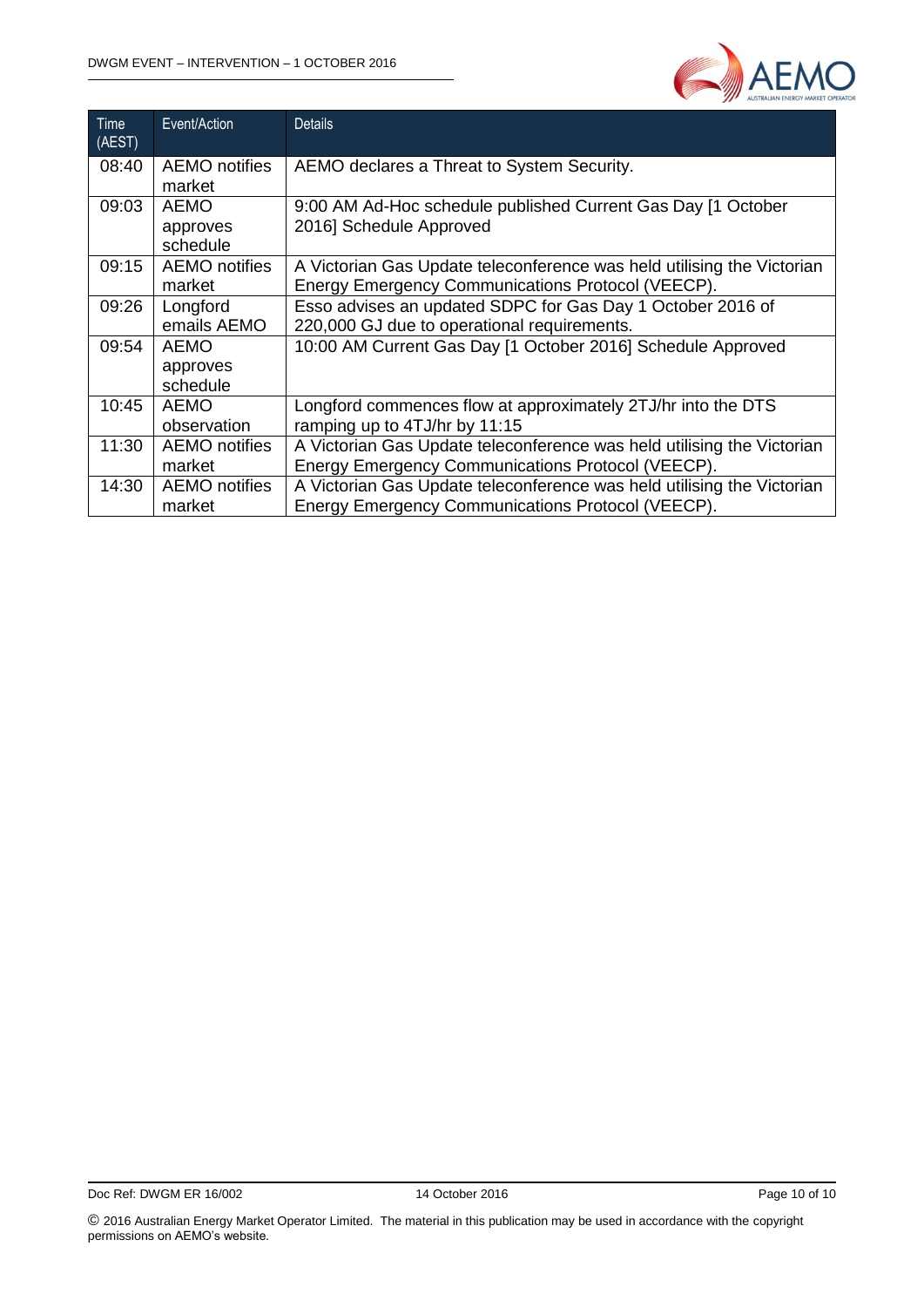| Time (AEST) | Event/Action | Details |
|---|---|---|
| 08:40 | AEMO notifies market | AEMO declares a Threat to System Security. |
| 09:03 | AEMO approves schedule | 9:00 AM Ad-Hoc schedule published Current Gas Day [1 October 2016] Schedule Approved |
| 09:15 | AEMO notifies market | A Victorian Gas Update teleconference was held utilising the Victorian Energy Emergency Communications Protocol (VEECP). |
| 09:26 | Longford emails AEMO | Esso advises an updated SDPC for Gas Day 1 October 2016 of 220,000 GJ due to operational requirements. |
| 09:54 | AEMO approves schedule | 10:00 AM Current Gas Day [1 October 2016] Schedule Approved |
| 10:45 | AEMO observation | Longford commences flow at approximately 2TJ/hr into the DTS ramping up to 4TJ/hr by 11:15 |
| 11:30 | AEMO notifies market | A Victorian Gas Update teleconference was held utilising the Victorian Energy Emergency Communications Protocol (VEECP). |
| 14:30 | AEMO notifies market | A Victorian Gas Update teleconference was held utilising the Victorian Energy Emergency Communications Protocol (VEECP). |